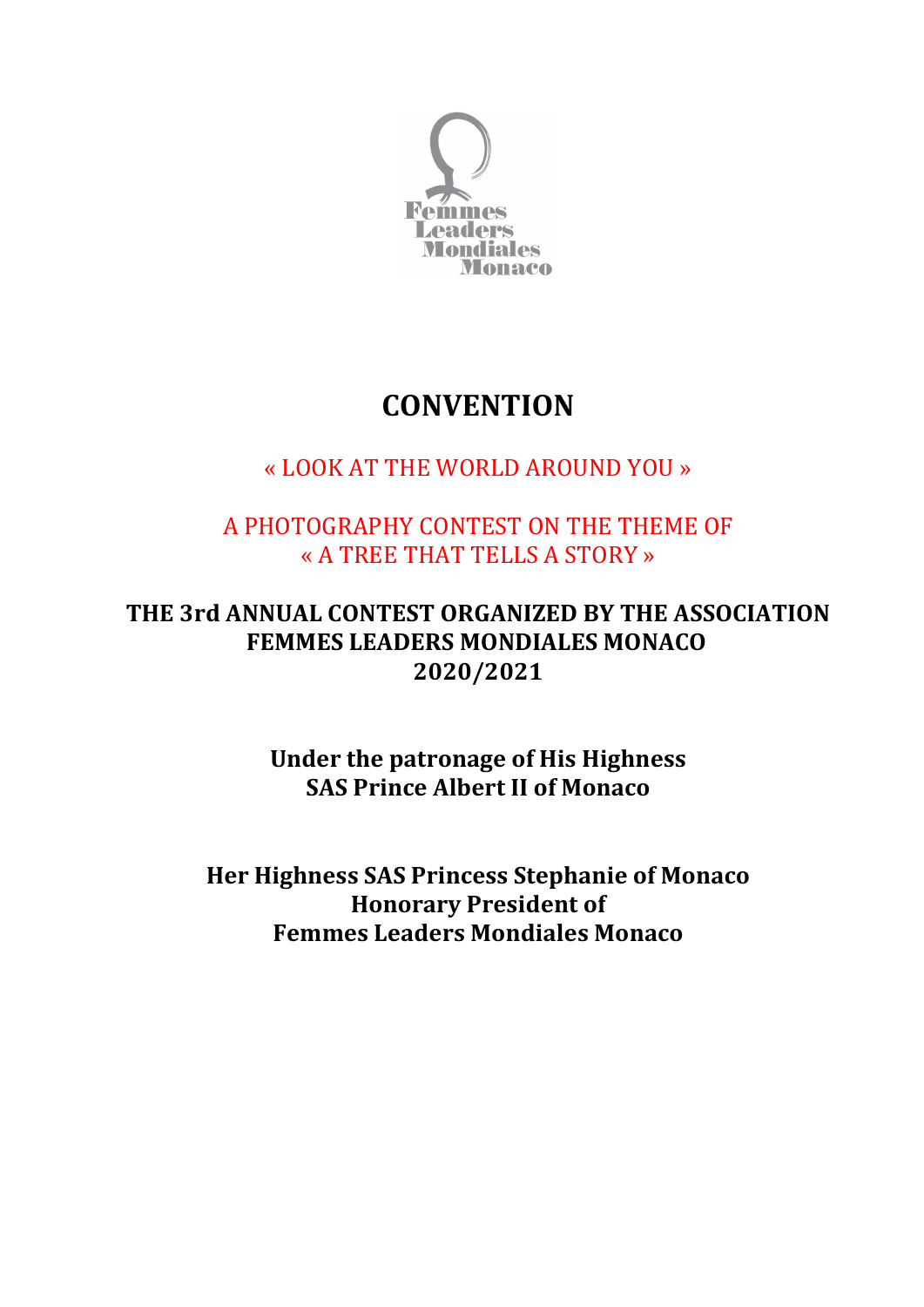Femmes Leaders Mondiales Monaco

# CONVENTION

« LOOK AT THE WORLD AROUND YOU »

A PHOTOGRAPHY CONTEST ON THE THEME OF
« A TREE THAT TELLS A STORY »

**THE 3rd ANNUAL CONTEST ORGANIZED BY THE ASSOCIATION FEMMES LEADERS MONDIALES MONACO 2020/2021**

**Under the patronage of His Highness SAS Prince Albert II of Monaco**

**Her Highness SAS Princess Stephanie of Monaco Honorary President of Femmes Leaders Mondiales Monaco**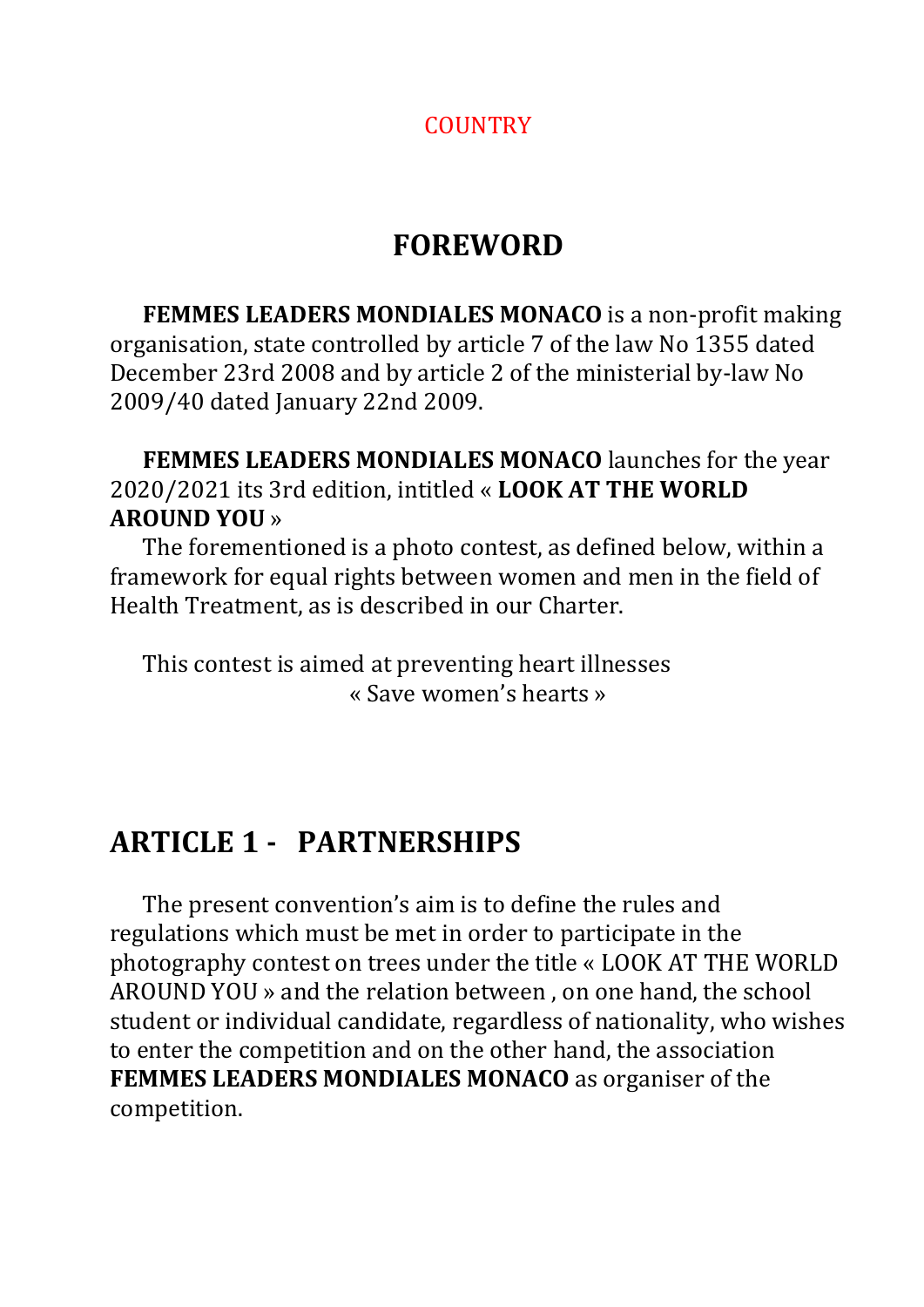COUNTRY

## FOREWORD

**FEMMES LEADERS MONDIALES MONACO** is a non-profit making organisation, state controlled by article 7 of the law No 1355 dated December 23rd 2008 and by article 2 of the ministerial by-law No 2009/40 dated January 22nd 2009.

**FEMMES LEADERS MONDIALES MONACO** launches for the year 2020/2021 its 3rd edition, intitled « **LOOK AT THE WORLD AROUND YOU** »

The forementioned is a photo contest, as defined below, within a framework for equal rights between women and men in the field of Health Treatment, as is described in our Charter.

This contest is aimed at preventing heart illnesses

« Save women's hearts »

## ARTICLE 1 - PARTNERSHIPS

The present convention's aim is to define the rules and regulations which must be met in order to participate in the photography contest on trees under the title « LOOK AT THE WORLD AROUND YOU » and the relation between , on one hand, the school student or individual candidate, regardless of nationality, who wishes to enter the competition and on the other hand, the association **FEMMES LEADERS MONDIALES MONACO** as organiser of the competition.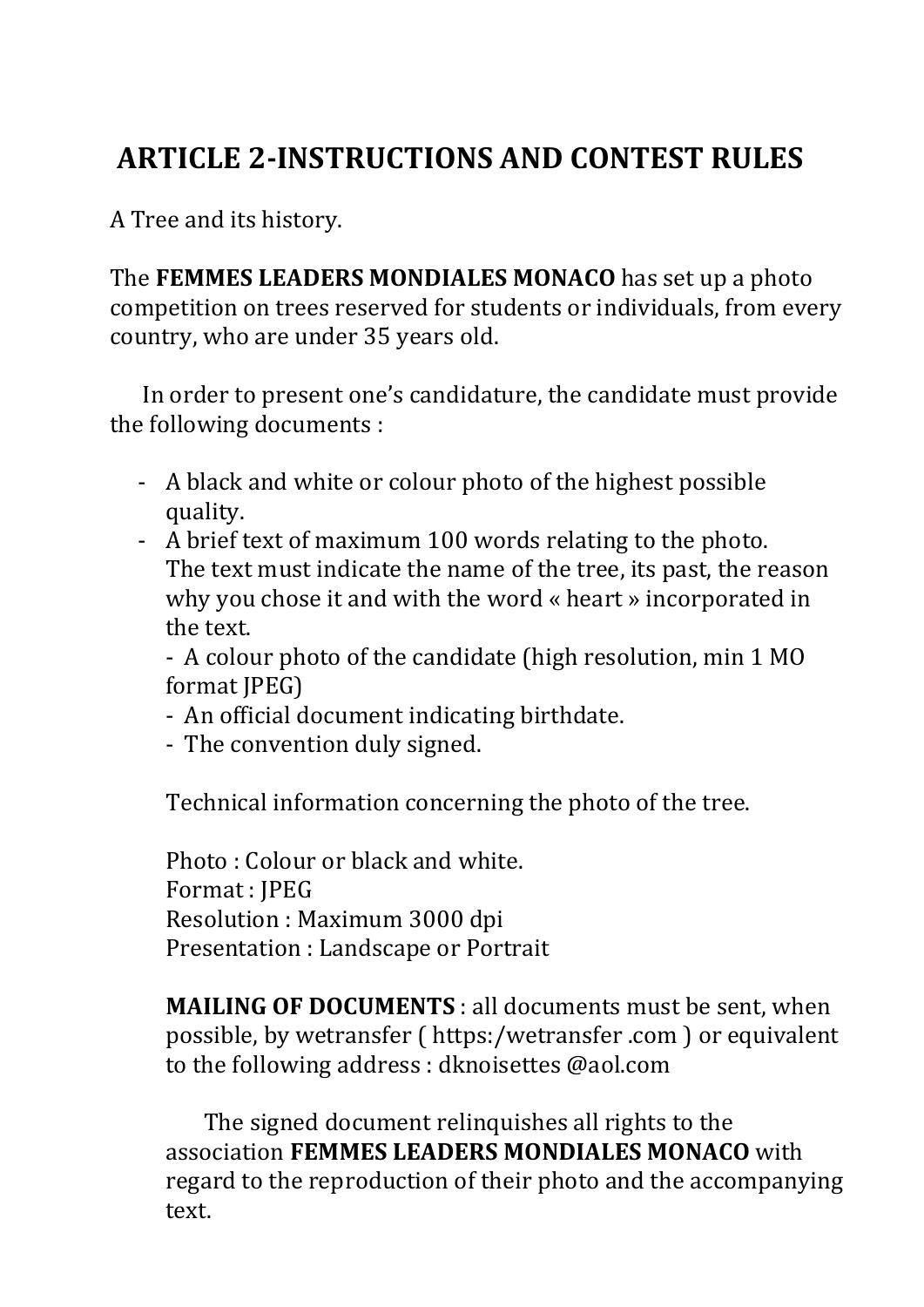## ARTICLE 2-INSTRUCTIONS AND CONTEST RULES

A Tree and its history.

The **FEMMES LEADERS MONDIALES MONACO** has set up a photo competition on trees reserved for students or individuals, from every country, who are under 35 years old.

In order to present one's candidature, the candidate must provide the following documents :

- A black and white or colour photo of the highest possible quality.
- A brief text of maximum 100 words relating to the photo. The text must indicate the name of the tree, its past, the reason why you chose it and with the word « heart » incorporated in the text.
- A colour photo of the candidate (high resolution, min 1 MO format JPEG)
- An official document indicating birthdate.
- The convention duly signed.

Technical information concerning the photo of the tree.

Photo : Colour or black and white.
Format : JPEG
Resolution : Maximum 3000 dpi
Presentation : Landscape or Portrait

**MAILING OF DOCUMENTS** : all documents must be sent, when possible, by wetransfer ( https:/wetransfer .com ) or equivalent to the following address : dknoisettes @aol.com

The signed document relinquishes all rights to the association **FEMMES LEADERS MONDIALES MONACO** with regard to the reproduction of their photo and the accompanying text.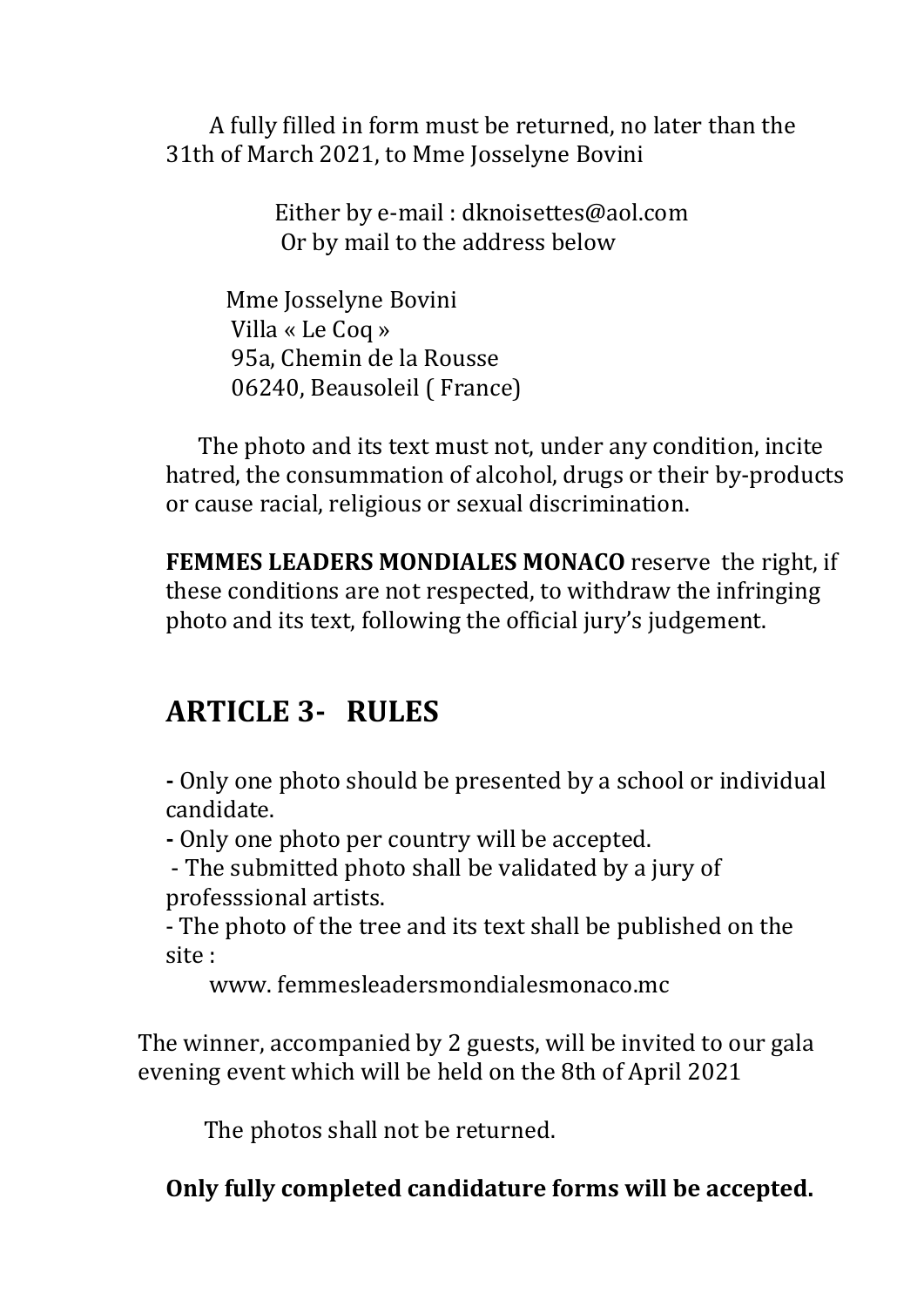A fully filled in form must be returned, no later than the 31th of March 2021, to Mme Josselyne Bovini

Either by e-mail : dknoisettes@aol.com
Or by mail to the address below

Mme Josselyne Bovini
Villa « Le Coq »
95a, Chemin de la Rousse
06240, Beausoleil ( France)

The photo and its text must not, under any condition, incite hatred, the consummation of alcohol, drugs or their by-products or cause racial, religious or sexual discrimination.

**FEMMES LEADERS MONDIALES MONACO** reserve the right, if these conditions are not respected, to withdraw the infringing photo and its text, following the official jury's judgement.

## ARTICLE 3- RULES

- Only one photo should be presented by a school or individual candidate.
- Only one photo per country will be accepted.
- The submitted photo shall be validated by a jury of professsional artists.
- The photo of the tree and its text shall be published on the site :

www. femmesleadersmondialesmonaco.mc

The winner, accompanied by 2 guests, will be invited to our gala evening event which will be held on the 8th of April 2021

The photos shall not be returned.

**Only fully completed candidature forms will be accepted.**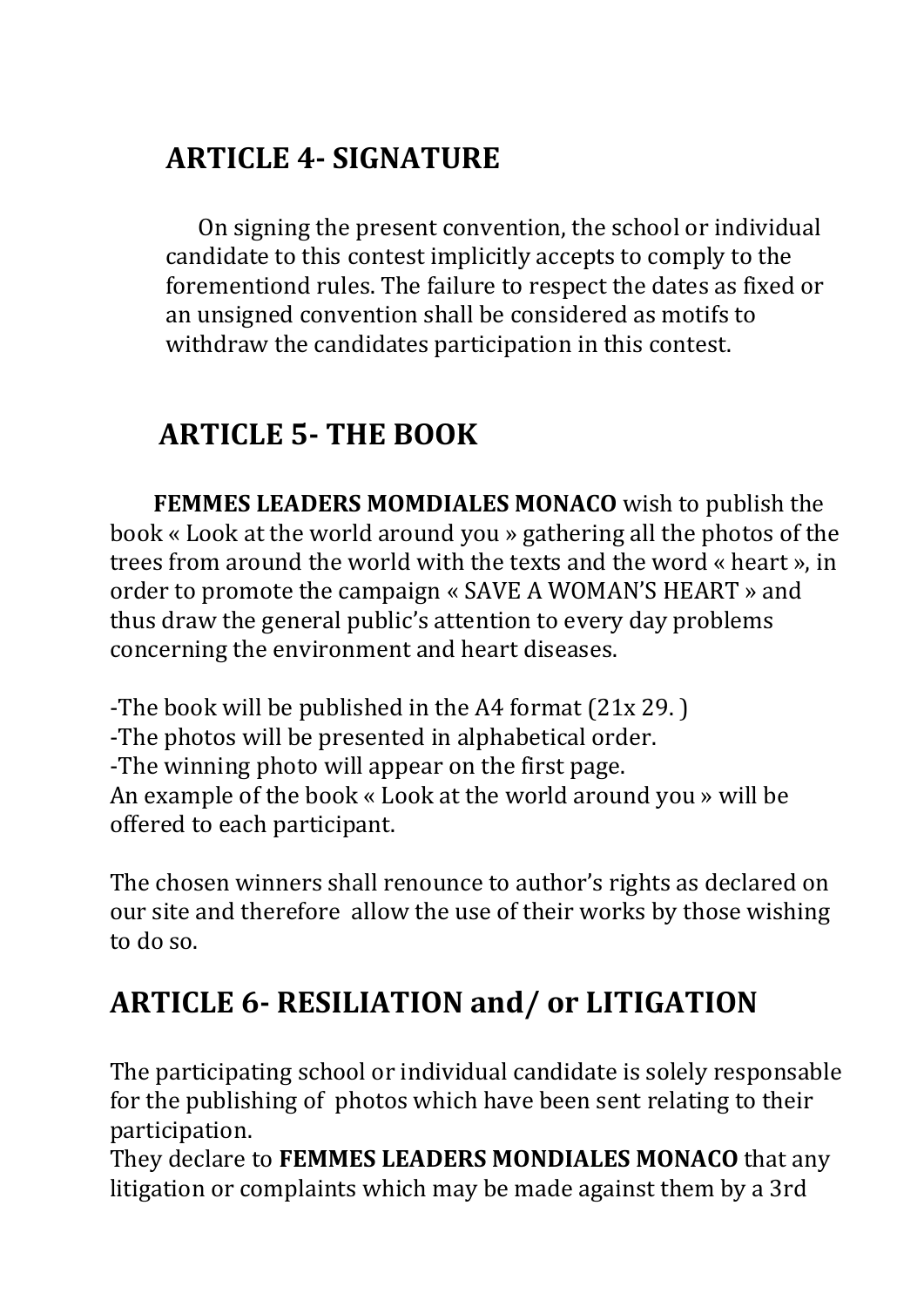## ARTICLE 4- SIGNATURE

On signing the present convention, the school or individual candidate to this contest implicitly accepts to comply to the forementiond rules. The failure to respect the dates as fixed or an unsigned convention shall be considered as motifs to withdraw the candidates participation in this contest.

## ARTICLE 5- THE BOOK

**FEMMES LEADERS MOMDIALES MONACO** wish to publish the book « Look at the world around you » gathering all the photos of the trees from around the world with the texts and the word « heart », in order to promote the campaign « SAVE A WOMAN'S HEART » and thus draw the general public's attention to every day problems concerning the environment and heart diseases.

-The book will be published in the A4 format (21x 29. )
-The photos will be presented in alphabetical order.
-The winning photo will appear on the first page.
An example of the book « Look at the world around you » will be offered to each participant.

The chosen winners shall renounce to author's rights as declared on our site and therefore allow the use of their works by those wishing to do so.

## ARTICLE 6- RESILIATION and/ or LITIGATION

The participating school or individual candidate is solely responsable for the publishing of photos which have been sent relating to their participation.
They declare to **FEMMES LEADERS MONDIALES MONACO** that any litigation or complaints which may be made against them by a 3rd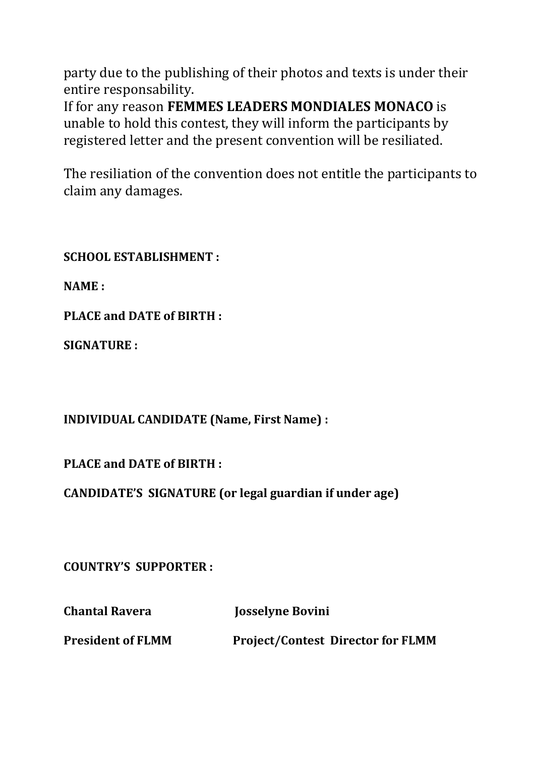party due to the publishing of their photos and texts is under their entire responsability.
If for any reason **FEMMES LEADERS MONDIALES MONACO** is unable to hold this contest, they will inform the participants by registered letter and the present convention will be resiliated.

The resiliation of the convention does not entitle the participants to claim any damages.

**SCHOOL ESTABLISHMENT :**

**NAME :**

**PLACE and DATE of BIRTH :**

**SIGNATURE :**

**INDIVIDUAL CANDIDATE (Name, First Name) :**

**PLACE and DATE of BIRTH :**

**CANDIDATE'S SIGNATURE (or legal guardian if under age)**

**COUNTRY'S SUPPORTER :**

**Chantal Ravera** — **President of FLMM**

**Josselyne Bovini** — **Project/Contest Director for FLMM**